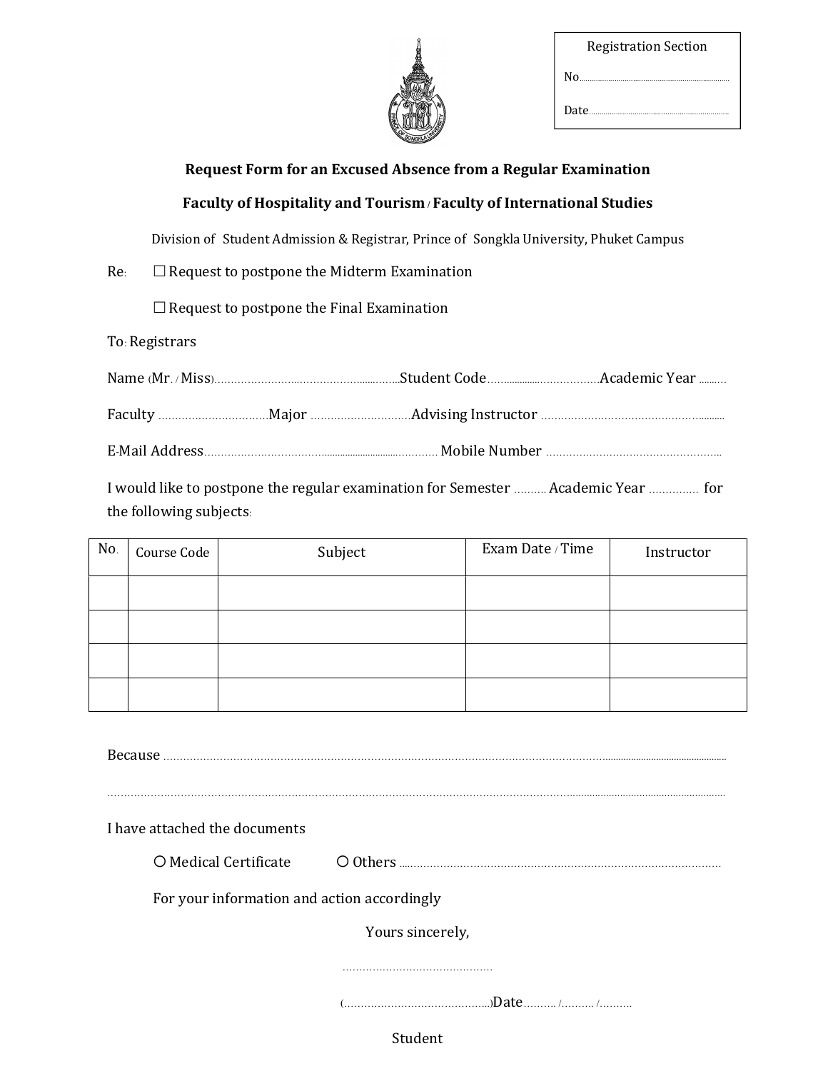| Registration Section |
|---|
| No........................................................ |
| Date.................................................... |

## Request Form for an Excused Absence from a Regular Examination

## Faculty of Hospitality and Tourism / Faculty of International Studies

Division of Student Admission & Registrar, Prince of Songkla University, Phuket Campus

Re: ☐ Request to postpone the Midterm Examination

☐ Request to postpone the Final Examination

To: Registrars

Name (Mr. / Miss)........................................................Student Code.....................................Academic Year ..........

Faculty .................................Major .............................Advising Instructor ..........................................................

E-Mail Address............................................................................ Mobile Number ...................................................

I would like to postpone the regular examination for Semester .......... Academic Year .............. for the following subjects:

| No. | Course Code | Subject | Exam Date / Time | Instructor |
|---|---|---|---|---|
| | | | | |
| | | | | |
| | | | | |
| | | | | |

Because ..................................................................................................................................................................................

..................................................................................................................................................................................................

I have attached the documents

○ Medical Certificate ○ Others .......................................................................................

For your information and action accordingly

Yours sincerely,

............................................

(............................................)Date........../........../..........

Student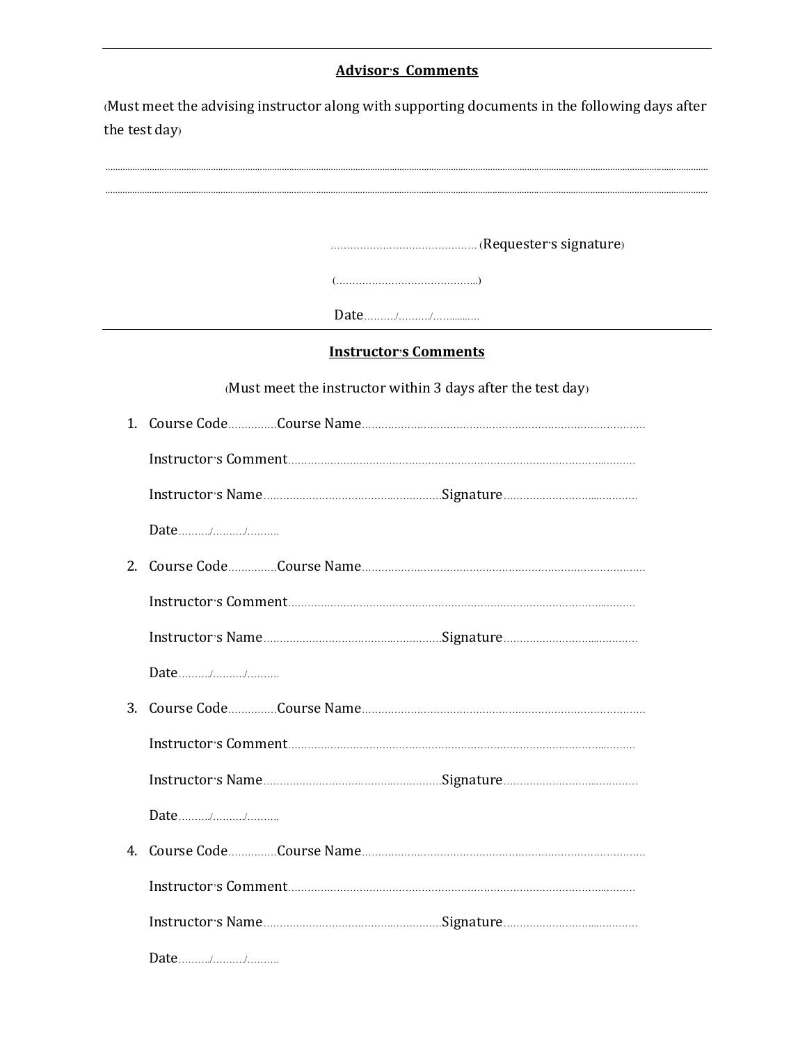---

**Advisor's Comments**

(Must meet the advising instructor along with supporting documents in the following days after the test day)

..........................................................................................................................................................................................

..........................................................................................................................................................................................

............................................. (Requester's signature)

(...........................................)

Date........../........../.............

---

**Instructor's Comments**

(Must meet the instructor within 3 days after the test day)

1. Course Code...............Course Name.......................................................................................

   Instructor's Comment..........................................................................................................

   Instructor's Name.......................................................Signature.........................................

   Date........../........../..........

2. Course Code...............Course Name.......................................................................................

   Instructor's Comment..........................................................................................................

   Instructor's Name.......................................................Signature.........................................

   Date........../........../..........

3. Course Code...............Course Name.......................................................................................

   Instructor's Comment..........................................................................................................

   Instructor's Name.......................................................Signature.........................................

   Date........../........../..........

4. Course Code...............Course Name.......................................................................................

   Instructor's Comment..........................................................................................................

   Instructor's Name.......................................................Signature.........................................

   Date........../........../..........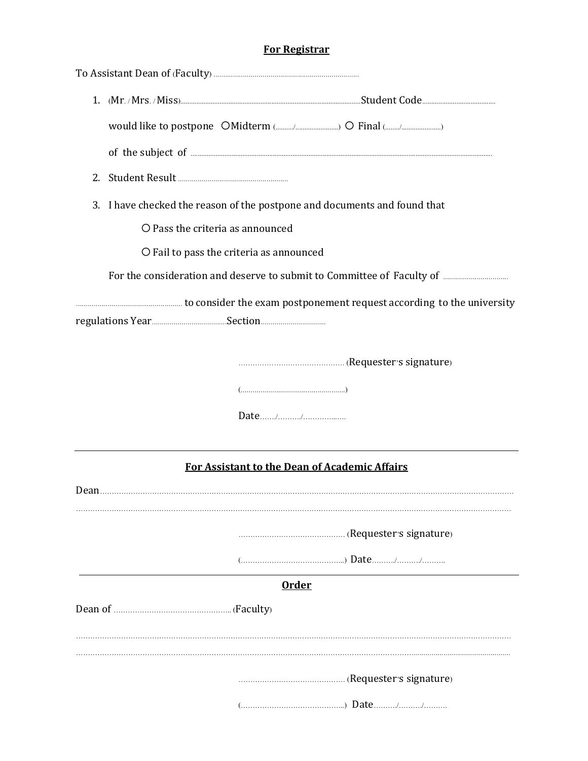**For Registrar**

To Assistant Dean of (Faculty) ..........................................................................

1. (Mr. / Mrs. / Miss)..................................................................................................Student Code........................................

   would like to postpone ○Midterm (........../........................) ○ Final (......../......................)

   of the subject of ..................................................................................................................................................................

2. Student Result .........................................................

3. I have checked the reason of the postpone and documents and found that

   ○ Pass the criteria as announced

   ○ Fail to pass the criteria as announced

   For the consideration and deserve to submit to Committee of Faculty of .................................

...................................................... to consider the exam postponement request according to the university regulations Year......................................Section.................................

............................................ (Requester's signature)

(.....................................................)

Date......./........../.................

---

**For Assistant to the Dean of Academic Affairs**

Dean.........................................................................................................................................................................

.........................................................................................................................................................................

............................................ (Requester's signature)

(...........................................) Date........../........../..........

---

**Order**

Dean of ................................................. (Faculty)

.........................................................................................................................................................................

.........................................................................................................................................................................

............................................ (Requester's signature)

(...........................................) Date........../........../..........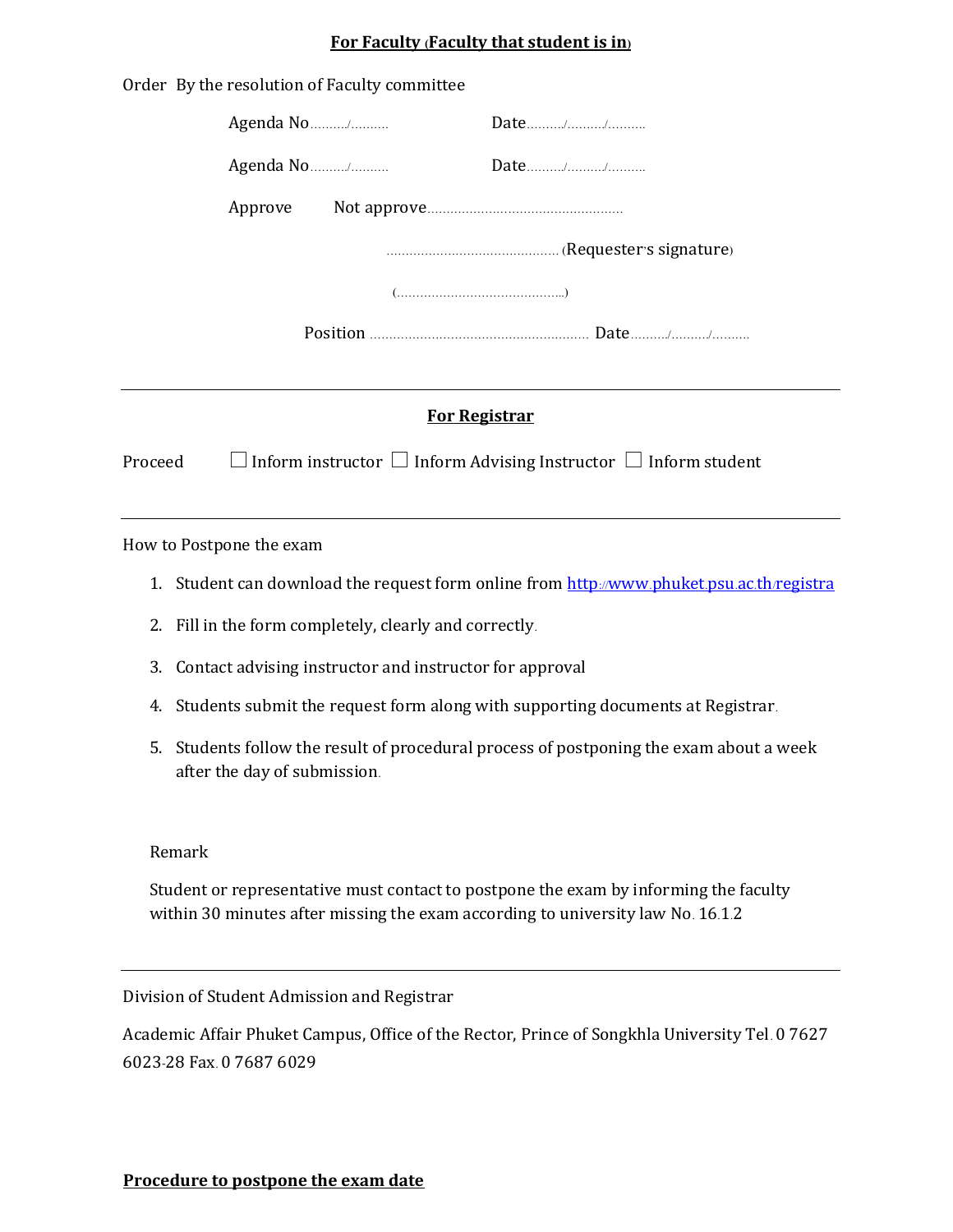**For Faculty (Faculty that student is in)**

Order By the resolution of Faculty committee

Agenda No………/………  Date………/………/………

Agenda No………/………  Date………/………/………

Approve  Not approve……………………………………………

……………………………………… (Requester's signature)

(……………………………………..)

Position …………………………………………… Date………/………/………

---

**For Registrar**

Proceed ☐ Inform instructor ☐ Inform Advising Instructor ☐ Inform student

---

How to Postpone the exam

1. Student can download the request form online from http://www.phuket.psu.ac.th/registra
2. Fill in the form completely, clearly and correctly.
3. Contact advising instructor and instructor for approval
4. Students submit the request form along with supporting documents at Registrar.
5. Students follow the result of procedural process of postponing the exam about a week after the day of submission.

Remark

Student or representative must contact to postpone the exam by informing the faculty within 30 minutes after missing the exam according to university law No. 16.1.2

---

Division of Student Admission and Registrar

Academic Affair Phuket Campus, Office of the Rector, Prince of Songkhla University Tel. 0 7627 6023-28 Fax. 0 7687 6029

**Procedure to postpone the exam date**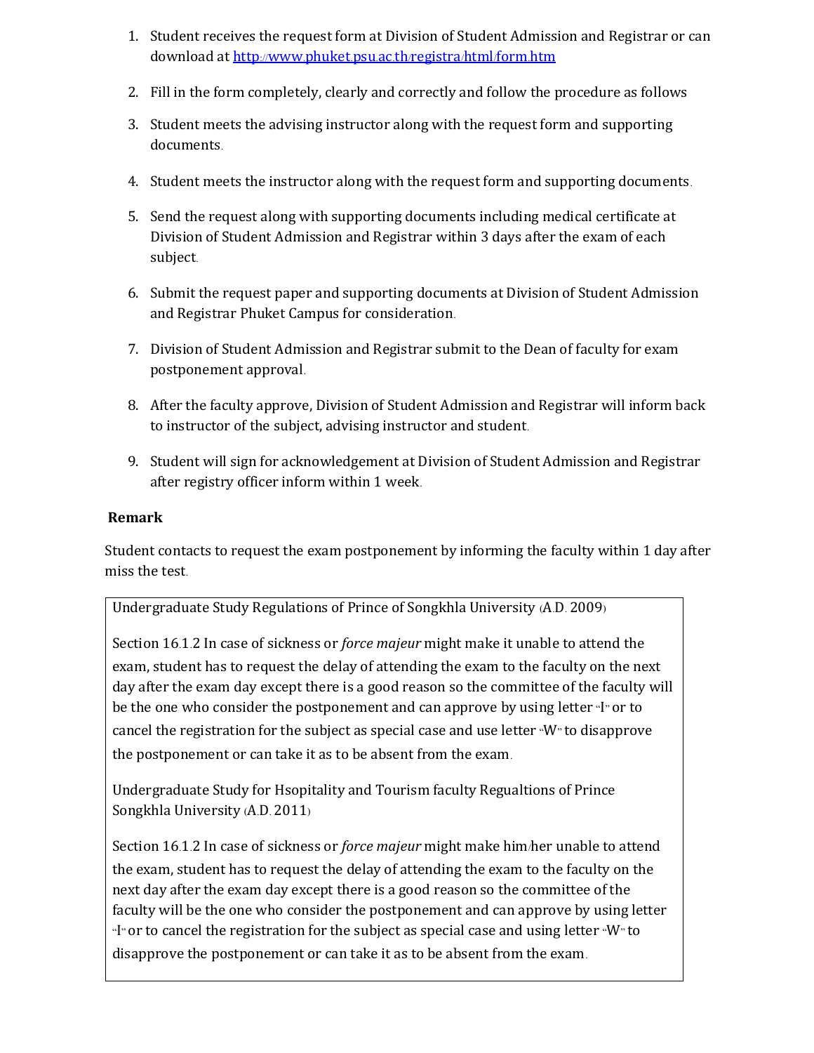1. Student receives the request form at Division of Student Admission and Registrar or can download at http://www.phuket.psu.ac.th/registra/html/form.htm

2. Fill in the form completely, clearly and correctly and follow the procedure as follows

3. Student meets the advising instructor along with the request form and supporting documents.

4. Student meets the instructor along with the request form and supporting documents.

5. Send the request along with supporting documents including medical certificate at Division of Student Admission and Registrar within 3 days after the exam of each subject.

6. Submit the request paper and supporting documents at Division of Student Admission and Registrar Phuket Campus for consideration.

7. Division of Student Admission and Registrar submit to the Dean of faculty for exam postponement approval.

8. After the faculty approve, Division of Student Admission and Registrar will inform back to instructor of the subject, advising instructor and student.

9. Student will sign for acknowledgement at Division of Student Admission and Registrar after registry officer inform within 1 week.

**Remark**

Student contacts to request the exam postponement by informing the faculty within 1 day after miss the test.

Undergraduate Study Regulations of Prince of Songkhla University (A.D. 2009)

Section 16.1.2 In case of sickness or *force majeur* might make it unable to attend the exam, student has to request the delay of attending the exam to the faculty on the next day after the exam day except there is a good reason so the committee of the faculty will be the one who consider the postponement and can approve by using letter "I" or to cancel the registration for the subject as special case and use letter "W" to disapprove the postponement or can take it as to be absent from the exam.

Undergraduate Study for Hsopitality and Tourism faculty Regualtions of Prince Songkhla University (A.D. 2011)

Section 16.1.2 In case of sickness or *force majeur* might make him/her unable to attend the exam, student has to request the delay of attending the exam to the faculty on the next day after the exam day except there is a good reason so the committee of the faculty will be the one who consider the postponement and can approve by using letter "I" or to cancel the registration for the subject as special case and using letter "W" to disapprove the postponement or can take it as to be absent from the exam.